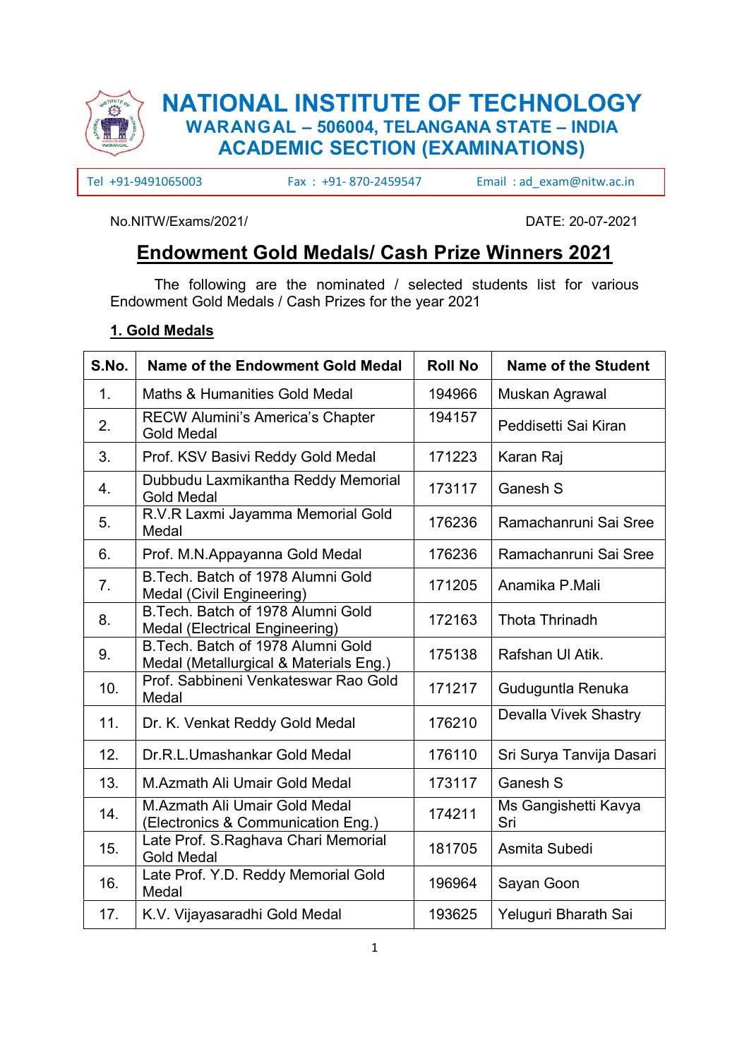# NATIONAL INSTITUTE OF TECHNOLOGY
## WARANGAL – 506004, TELANGANA STATE – INDIA
## ACADEMIC SECTION (EXAMINATIONS)

Tel +91-9491065003 | Fax : +91- 870-2459547 | Email : ad_exam@nitw.ac.in

No.NITW/Exams/2021/ DATE: 20-07-2021

## Endowment Gold Medals/ Cash Prize Winners 2021

The following are the nominated / selected students list for various Endowment Gold Medals / Cash Prizes for the year 2021

### 1. Gold Medals

| S.No. | Name of the Endowment Gold Medal | Roll No | Name of the Student |
|---|---|---|---|
| 1. | Maths & Humanities Gold Medal | 194966 | Muskan Agrawal |
| 2. | RECW Alumini's America's Chapter Gold Medal | 194157 | Peddisetti Sai Kiran |
| 3. | Prof. KSV Basivi Reddy Gold Medal | 171223 | Karan Raj |
| 4. | Dubbudu Laxmikantha Reddy Memorial Gold Medal | 173117 | Ganesh S |
| 5. | R.V.R Laxmi Jayamma Memorial Gold Medal | 176236 | Ramachanruni Sai Sree |
| 6. | Prof. M.N.Appayanna Gold Medal | 176236 | Ramachanruni Sai Sree |
| 7. | B.Tech. Batch of 1978 Alumni Gold Medal (Civil Engineering) | 171205 | Anamika P.Mali |
| 8. | B.Tech. Batch of 1978 Alumni Gold Medal (Electrical Engineering) | 172163 | Thota Thrinadh |
| 9. | B.Tech. Batch of 1978 Alumni Gold Medal (Metallurgical & Materials Eng.) | 175138 | Rafshan Ul Atik. |
| 10. | Prof. Sabbineni Venkateswar Rao Gold Medal | 171217 | Guduguntla Renuka |
| 11. | Dr. K. Venkat Reddy Gold Medal | 176210 | Devalla Vivek Shastry |
| 12. | Dr.R.L.Umashankar Gold Medal | 176110 | Sri Surya Tanvija Dasari |
| 13. | M.Azmath Ali Umair Gold Medal | 173117 | Ganesh S |
| 14. | M.Azmath Ali Umair Gold Medal (Electronics & Communication Eng.) | 174211 | Ms Gangishetti Kavya Sri |
| 15. | Late Prof. S.Raghava Chari Memorial Gold Medal | 181705 | Asmita Subedi |
| 16. | Late Prof. Y.D. Reddy Memorial Gold Medal | 196964 | Sayan Goon |
| 17. | K.V. Vijayasaradhi Gold Medal | 193625 | Yeluguri Bharath Sai |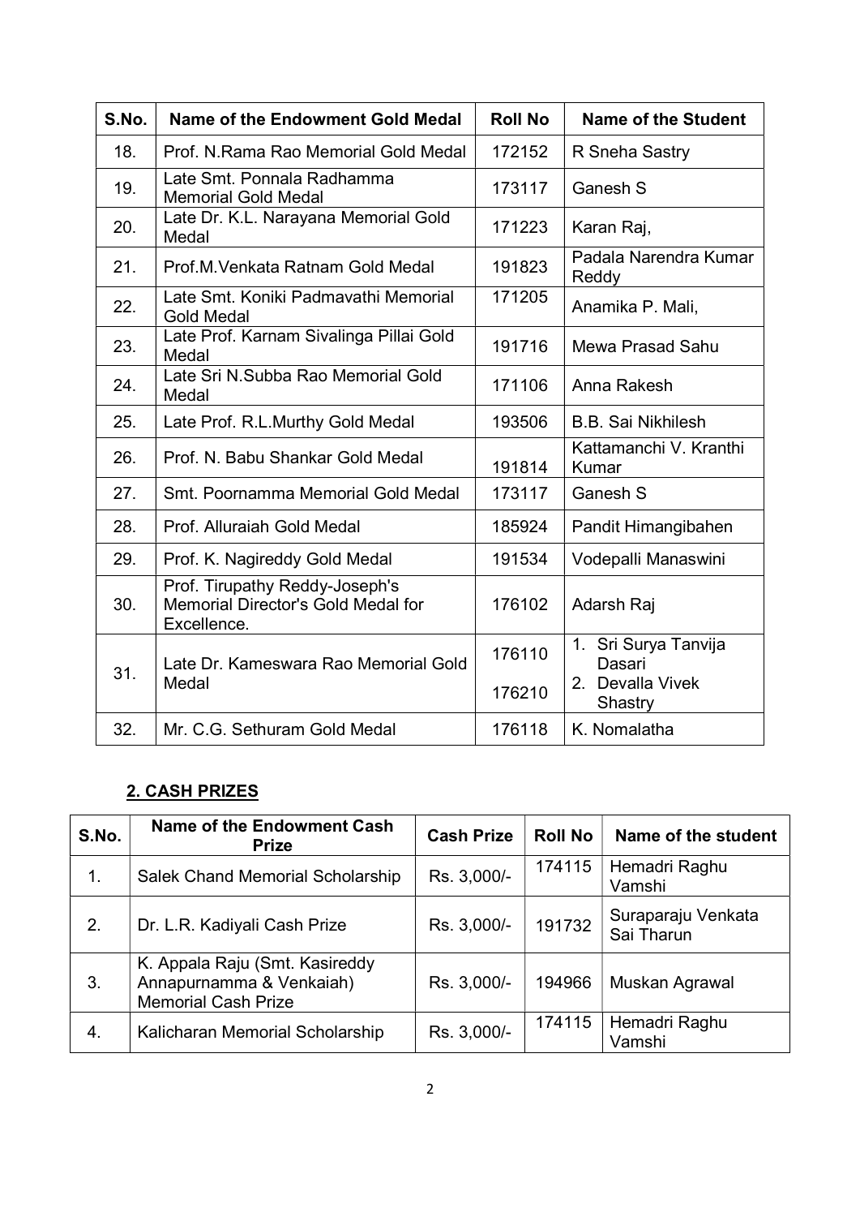| S.No. | Name of the Endowment Gold Medal | Roll No | Name of the Student |
|---|---|---|---|
| 18. | Prof. N.Rama Rao Memorial Gold Medal | 172152 | R Sneha Sastry |
| 19. | Late Smt. Ponnala Radhamma Memorial Gold Medal | 173117 | Ganesh S |
| 20. | Late Dr. K.L. Narayana Memorial Gold Medal | 171223 | Karan Raj, |
| 21. | Prof.M.Venkata Ratnam Gold Medal | 191823 | Padala Narendra Kumar Reddy |
| 22. | Late Smt. Koniki Padmavathi Memorial Gold Medal | 171205 | Anamika P. Mali, |
| 23. | Late Prof. Karnam Sivalinga Pillai Gold Medal | 191716 | Mewa Prasad Sahu |
| 24. | Late Sri N.Subba Rao Memorial Gold Medal | 171106 | Anna Rakesh |
| 25. | Late Prof. R.L.Murthy Gold Medal | 193506 | B.B. Sai Nikhilesh |
| 26. | Prof. N. Babu Shankar Gold Medal | 191814 | Kattamanchi V. Kranthi Kumar |
| 27. | Smt. Poornamma Memorial Gold Medal | 173117 | Ganesh S |
| 28. | Prof. Alluraiah Gold Medal | 185924 | Pandit Himangibahen |
| 29. | Prof. K. Nagireddy Gold Medal | 191534 | Vodepalli Manaswini |
| 30. | Prof. Tirupathy Reddy-Joseph's Memorial Director's Gold Medal for Excellence. | 176102 | Adarsh Raj |
| 31. | Late Dr. Kameswara Rao Memorial Gold Medal | 176110<br>176210 | 1. Sri Surya Tanvija Dasari<br>2. Devalla Vivek Shastry |
| 32. | Mr. C.G. Sethuram Gold Medal | 176118 | K. Nomalatha |

## 2. CASH PRIZES

| S.No. | Name of the Endowment Cash Prize | Cash Prize | Roll No | Name of the student |
|---|---|---|---|---|
| 1. | Salek Chand Memorial Scholarship | Rs. 3,000/- | 174115 | Hemadri Raghu Vamshi |
| 2. | Dr. L.R. Kadiyali Cash Prize | Rs. 3,000/- | 191732 | Suraparaju Venkata Sai Tharun |
| 3. | K. Appala Raju (Smt. Kasireddy Annapurnamma & Venkaiah) Memorial Cash Prize | Rs. 3,000/- | 194966 | Muskan Agrawal |
| 4. | Kalicharan Memorial Scholarship | Rs. 3,000/- | 174115 | Hemadri Raghu Vamshi |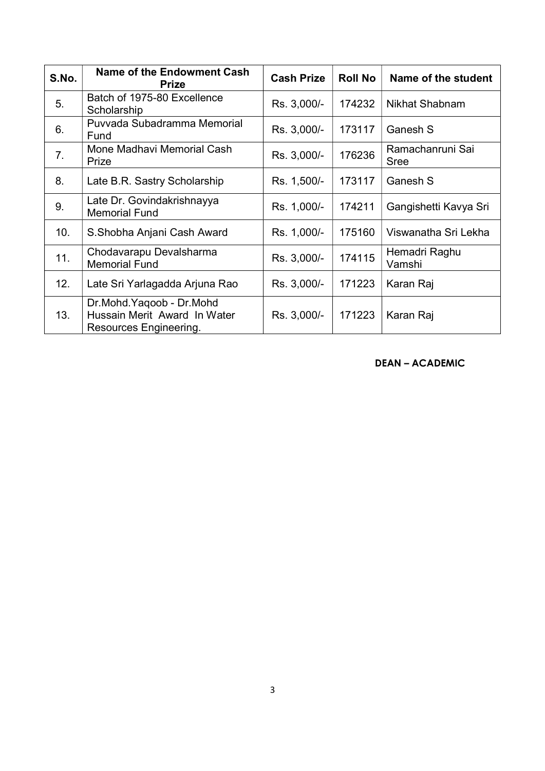| S.No. | Name of the Endowment Cash Prize | Cash Prize | Roll No | Name of the student |
|---|---|---|---|---|
| 5. | Batch of 1975-80 Excellence Scholarship | Rs. 3,000/- | 174232 | Nikhat Shabnam |
| 6. | Puvvada Subadramma Memorial Fund | Rs. 3,000/- | 173117 | Ganesh S |
| 7. | Mone Madhavi Memorial Cash Prize | Rs. 3,000/- | 176236 | Ramachanruni Sai Sree |
| 8. | Late B.R. Sastry Scholarship | Rs. 1,500/- | 173117 | Ganesh S |
| 9. | Late Dr. Govindakrishnayya Memorial Fund | Rs. 1,000/- | 174211 | Gangishetti Kavya Sri |
| 10. | S.Shobha Anjani Cash Award | Rs. 1,000/- | 175160 | Viswanatha Sri Lekha |
| 11. | Chodavarapu Devalsharma Memorial Fund | Rs. 3,000/- | 174115 | Hemadri Raghu Vamshi |
| 12. | Late Sri Yarlagadda Arjuna Rao | Rs. 3,000/- | 171223 | Karan Raj |
| 13. | Dr.Mohd.Yaqoob - Dr.Mohd Hussain Merit Award In Water Resources Engineering. | Rs. 3,000/- | 171223 | Karan Raj |

**DEAN – ACADEMIC**